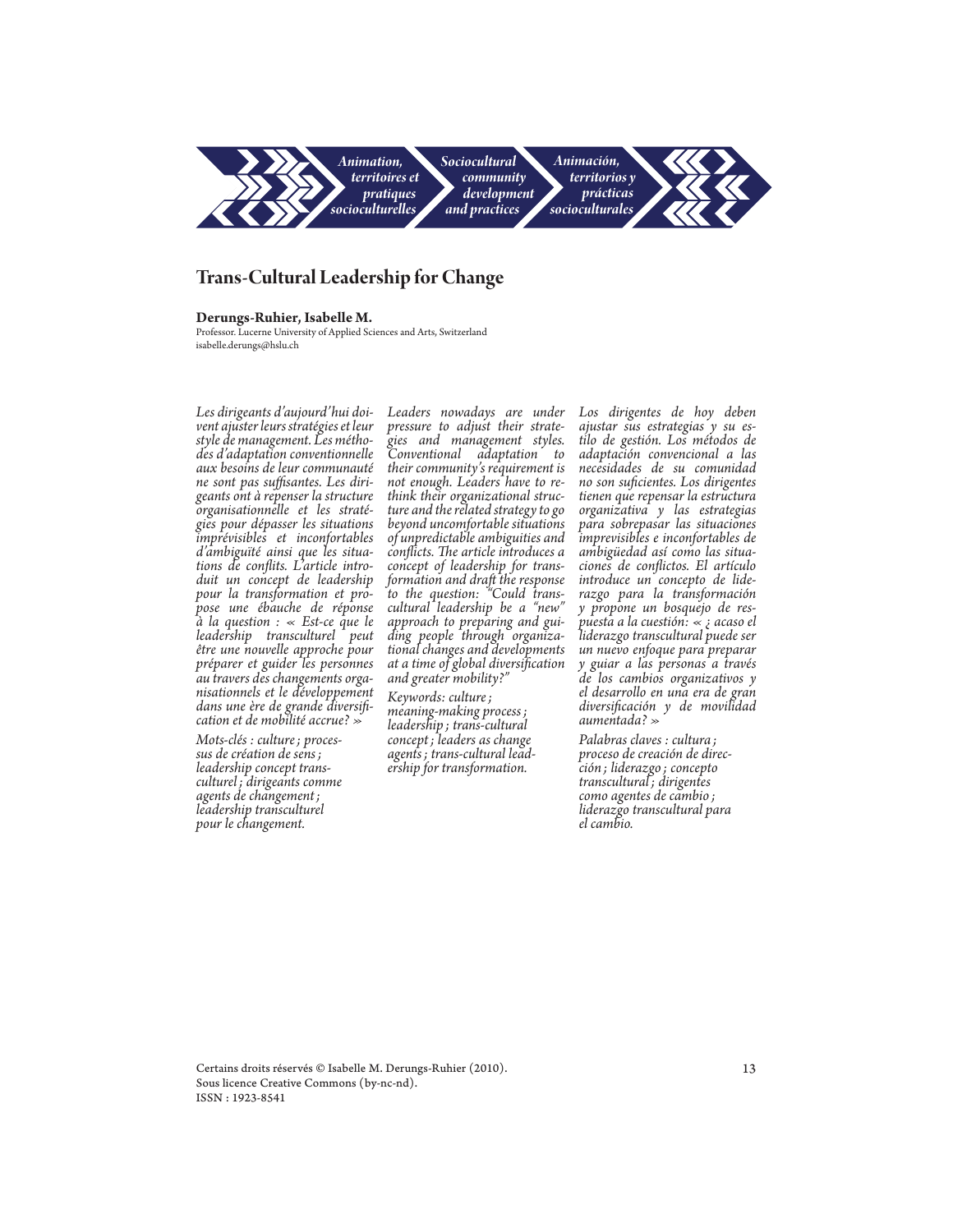# Trans-Cultural Leadership for Change

**Derungs-Ruhier, Isabelle M.**

Professor. Lucerne University of Applied Sciences and Arts, Switzerland
isabelle.derungs@hslu.ch

*Les dirigeants d'aujourd'hui doivent ajuster leurs stratégies et leur style de management. Les méthodes d'adaptation conventionnelle aux besoins de leur communauté ne sont pas suffisantes. Les dirigeants ont à repenser la structure organisationnelle et les stratégies pour dépasser les situations imprévisibles et inconfortables d'ambiguïté ainsi que les situations de conflits. L'article introduit un concept de leadership pour la transformation et propose une ébauche de réponse à la question : « Est-ce que le leadership transculturel peut être une nouvelle approche pour préparer et guider les personnes au travers des changements organisationnels et le développement dans une ère de grande diversification et de mobilité accrue? »*

*Mots-clés : culture ; processus de création de sens ; leadership concept transculturel ; dirigeants comme agents de changement ; leadership transculturel pour le changement.*

*Leaders nowadays are under pressure to adjust their strategies and management styles. Conventional adaptation to their community's requirement is not enough. Leaders have to rethink their organizational structure and the related strategy to go beyond uncomfortable situations of unpredictable ambiguities and conflicts. The article introduces a concept of leadership for transformation and draft the response to the question: "Could trans-cultural leadership be a "new" approach to preparing and guiding people through organizational changes and developments at a time of global diversification and greater mobility?"*

*Keywords: culture ; meaning-making process ; leadership ; trans-cultural concept ; leaders as change agents ; trans-cultural leadership for transformation.*

*Los dirigentes de hoy deben ajustar sus estrategias y su estilo de gestión. Los métodos de adaptación convencional a las necesidades de su comunidad no son suficientes. Los dirigentes tienen que repensar la estructura organizativa y las estrategias para sobrepasar las situaciones imprevisibles e inconfortables de ambigüedad así como las situaciones de conflictos. El artículo introduce un concepto de liderazgo para la transformación y propone un bosquejo de respuesta a la cuestión: « ¿ acaso el liderazgo transcultural puede ser un nuevo enfoque para preparar y guiar a las personas a través de los cambios organizativos y el desarrollo en una era de gran diversificación y de movilidad aumentada? »*

*Palabras claves : cultura ; proceso de creación de dirección ; liderazgo ; concepto transcultural ; dirigentes como agentes de cambio ; liderazgo transcultural para el cambio.*

Certains droits réservés © Isabelle M. Derungs-Ruhier (2010).
Sous licence Creative Commons (by-nc-nd).
ISSN : 1923-8541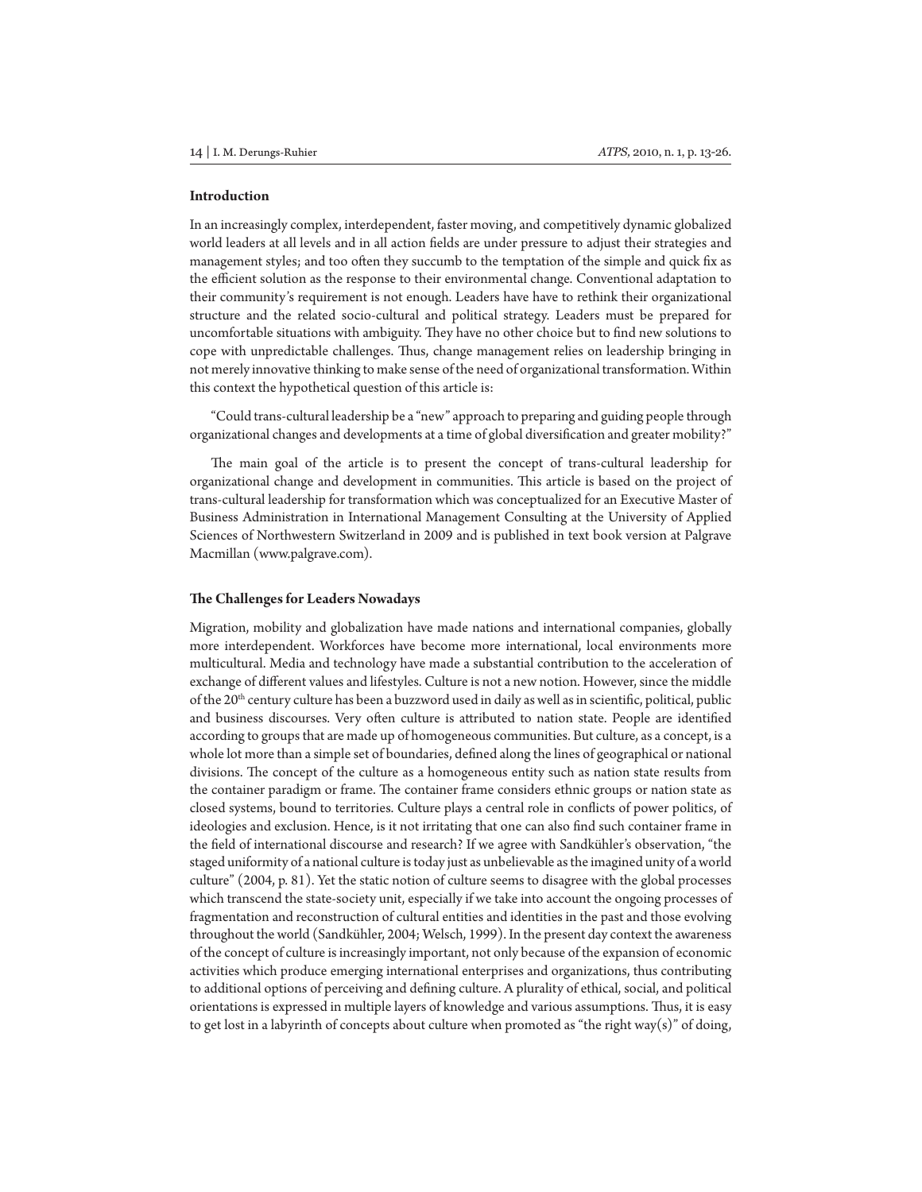## Introduction

In an increasingly complex, interdependent, faster moving, and competitively dynamic globalized world leaders at all levels and in all action fields are under pressure to adjust their strategies and management styles; and too often they succumb to the temptation of the simple and quick fix as the efficient solution as the response to their environmental change. Conventional adaptation to their community's requirement is not enough. Leaders have have to rethink their organizational structure and the related socio-cultural and political strategy. Leaders must be prepared for uncomfortable situations with ambiguity. They have no other choice but to find new solutions to cope with unpredictable challenges. Thus, change management relies on leadership bringing in not merely innovative thinking to make sense of the need of organizational transformation. Within this context the hypothetical question of this article is:

"Could trans-cultural leadership be a "new" approach to preparing and guiding people through organizational changes and developments at a time of global diversification and greater mobility?"

The main goal of the article is to present the concept of trans-cultural leadership for organizational change and development in communities. This article is based on the project of trans-cultural leadership for transformation which was conceptualized for an Executive Master of Business Administration in International Management Consulting at the University of Applied Sciences of Northwestern Switzerland in 2009 and is published in text book version at Palgrave Macmillan (www.palgrave.com).

## The Challenges for Leaders Nowadays

Migration, mobility and globalization have made nations and international companies, globally more interdependent. Workforces have become more international, local environments more multicultural. Media and technology have made a substantial contribution to the acceleration of exchange of different values and lifestyles. Culture is not a new notion. However, since the middle of the 20th century culture has been a buzzword used in daily as well as in scientific, political, public and business discourses. Very often culture is attributed to nation state. People are identified according to groups that are made up of homogeneous communities. But culture, as a concept, is a whole lot more than a simple set of boundaries, defined along the lines of geographical or national divisions. The concept of the culture as a homogeneous entity such as nation state results from the container paradigm or frame. The container frame considers ethnic groups or nation state as closed systems, bound to territories. Culture plays a central role in conflicts of power politics, of ideologies and exclusion. Hence, is it not irritating that one can also find such container frame in the field of international discourse and research? If we agree with Sandkühler's observation, "the staged uniformity of a national culture is today just as unbelievable as the imagined unity of a world culture" (2004, p. 81). Yet the static notion of culture seems to disagree with the global processes which transcend the state-society unit, especially if we take into account the ongoing processes of fragmentation and reconstruction of cultural entities and identities in the past and those evolving throughout the world (Sandkühler, 2004; Welsch, 1999). In the present day context the awareness of the concept of culture is increasingly important, not only because of the expansion of economic activities which produce emerging international enterprises and organizations, thus contributing to additional options of perceiving and defining culture. A plurality of ethical, social, and political orientations is expressed in multiple layers of knowledge and various assumptions. Thus, it is easy to get lost in a labyrinth of concepts about culture when promoted as "the right way(s)" of doing,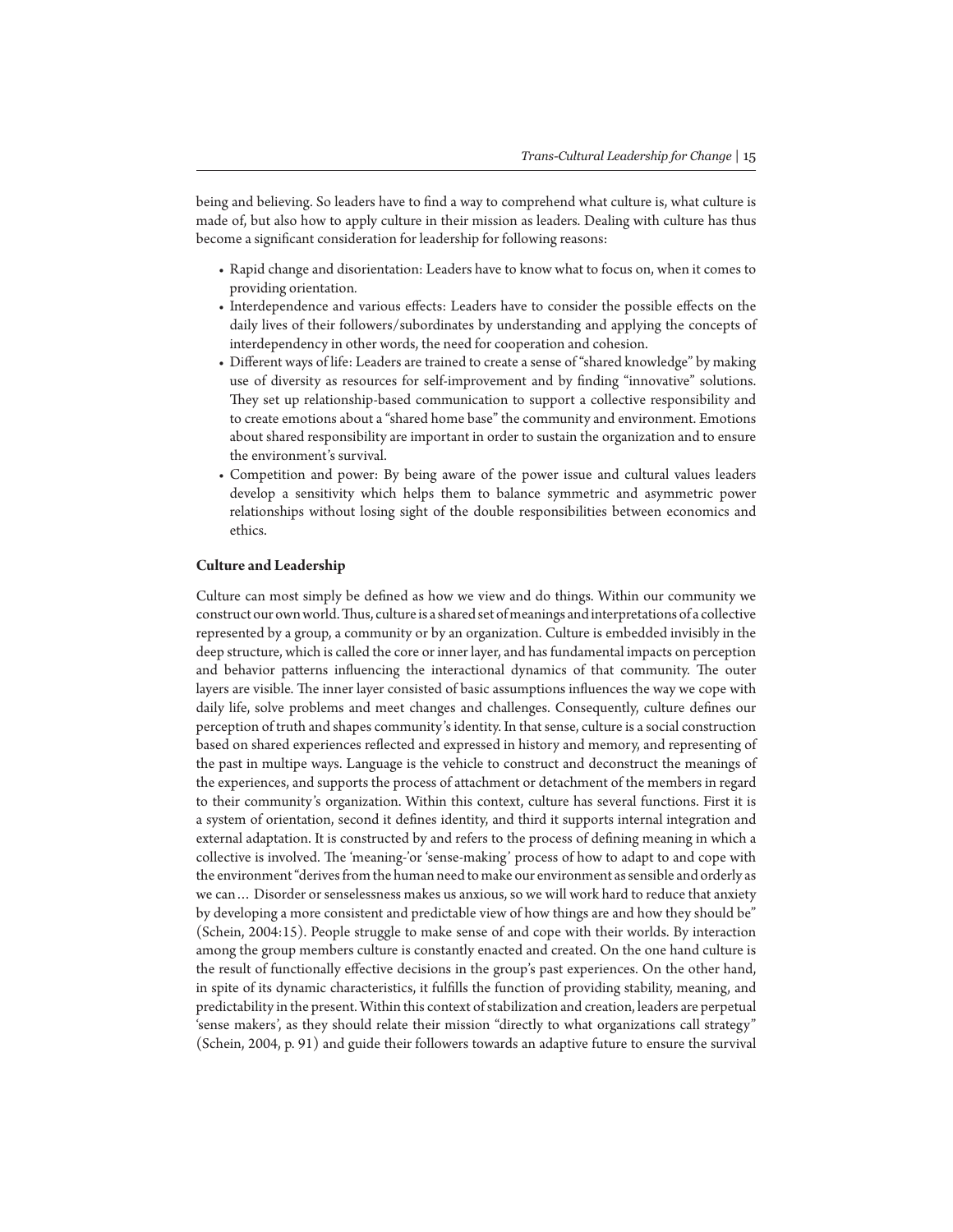being and believing. So leaders have to find a way to comprehend what culture is, what culture is made of, but also how to apply culture in their mission as leaders. Dealing with culture has thus become a significant consideration for leadership for following reasons:

- Rapid change and disorientation: Leaders have to know what to focus on, when it comes to providing orientation.
- Interdependence and various effects: Leaders have to consider the possible effects on the daily lives of their followers/subordinates by understanding and applying the concepts of interdependency in other words, the need for cooperation and cohesion.
- Different ways of life: Leaders are trained to create a sense of "shared knowledge" by making use of diversity as resources for self-improvement and by finding "innovative" solutions. They set up relationship-based communication to support a collective responsibility and to create emotions about a "shared home base" the community and environment. Emotions about shared responsibility are important in order to sustain the organization and to ensure the environment's survival.
- Competition and power: By being aware of the power issue and cultural values leaders develop a sensitivity which helps them to balance symmetric and asymmetric power relationships without losing sight of the double responsibilities between economics and ethics.

**Culture and Leadership**

Culture can most simply be defined as how we view and do things. Within our community we construct our own world. Thus, culture is a shared set of meanings and interpretations of a collective represented by a group, a community or by an organization. Culture is embedded invisibly in the deep structure, which is called the core or inner layer, and has fundamental impacts on perception and behavior patterns influencing the interactional dynamics of that community. The outer layers are visible. The inner layer consisted of basic assumptions influences the way we cope with daily life, solve problems and meet changes and challenges. Consequently, culture defines our perception of truth and shapes community's identity. In that sense, culture is a social construction based on shared experiences reflected and expressed in history and memory, and representing of the past in multipe ways. Language is the vehicle to construct and deconstruct the meanings of the experiences, and supports the process of attachment or detachment of the members in regard to their community's organization. Within this context, culture has several functions. First it is a system of orientation, second it defines identity, and third it supports internal integration and external adaptation. It is constructed by and refers to the process of defining meaning in which a collective is involved. The 'meaning-'or 'sense-making' process of how to adapt to and cope with the environment "derives from the human need to make our environment as sensible and orderly as we can… Disorder or senselessness makes us anxious, so we will work hard to reduce that anxiety by developing a more consistent and predictable view of how things are and how they should be" (Schein, 2004:15). People struggle to make sense of and cope with their worlds. By interaction among the group members culture is constantly enacted and created. On the one hand culture is the result of functionally effective decisions in the group's past experiences. On the other hand, in spite of its dynamic characteristics, it fulfills the function of providing stability, meaning, and predictability in the present. Within this context of stabilization and creation, leaders are perpetual 'sense makers', as they should relate their mission "directly to what organizations call strategy" (Schein, 2004, p. 91) and guide their followers towards an adaptive future to ensure the survival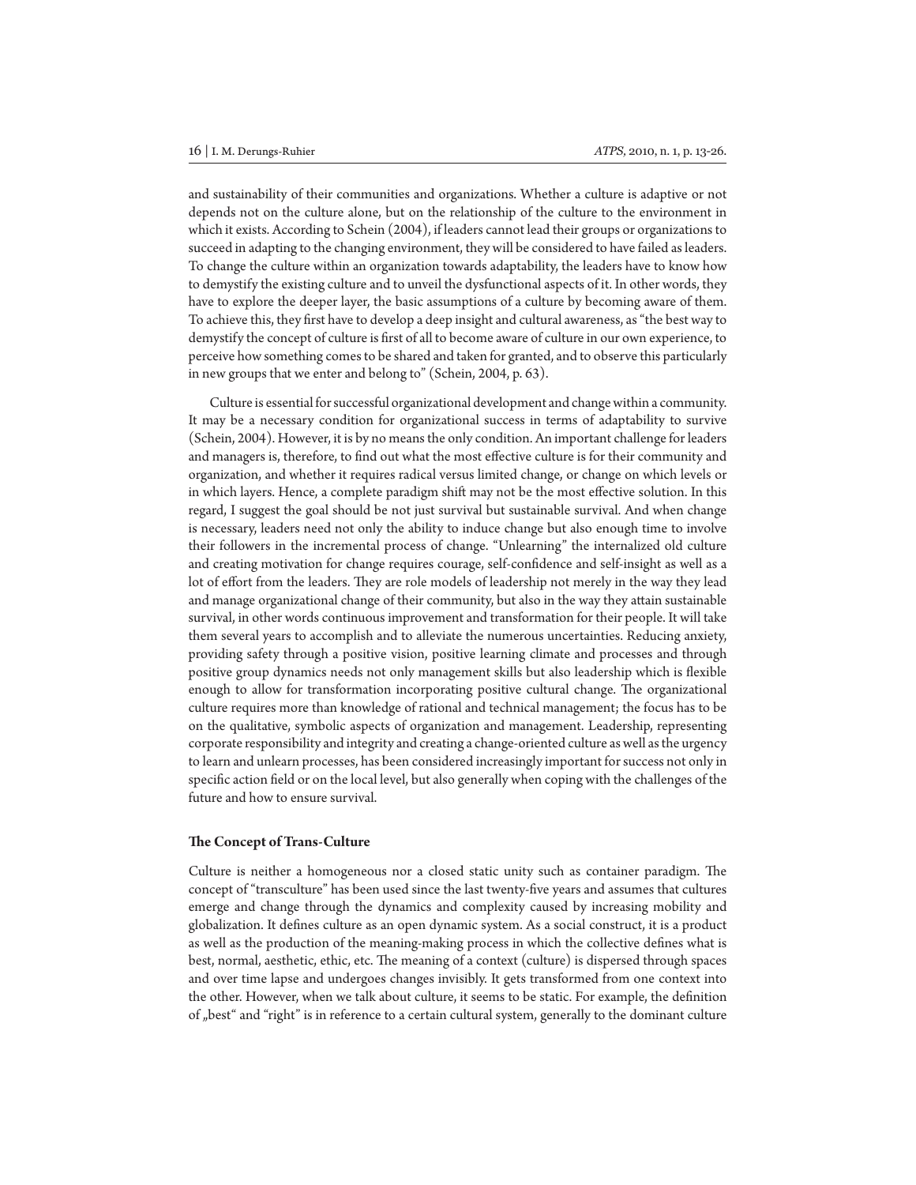and sustainability of their communities and organizations. Whether a culture is adaptive or not depends not on the culture alone, but on the relationship of the culture to the environment in which it exists. According to Schein (2004), if leaders cannot lead their groups or organizations to succeed in adapting to the changing environment, they will be considered to have failed as leaders. To change the culture within an organization towards adaptability, the leaders have to know how to demystify the existing culture and to unveil the dysfunctional aspects of it. In other words, they have to explore the deeper layer, the basic assumptions of a culture by becoming aware of them. To achieve this, they first have to develop a deep insight and cultural awareness, as "the best way to demystify the concept of culture is first of all to become aware of culture in our own experience, to perceive how something comes to be shared and taken for granted, and to observe this particularly in new groups that we enter and belong to" (Schein, 2004, p. 63).

Culture is essential for successful organizational development and change within a community. It may be a necessary condition for organizational success in terms of adaptability to survive (Schein, 2004). However, it is by no means the only condition. An important challenge for leaders and managers is, therefore, to find out what the most effective culture is for their community and organization, and whether it requires radical versus limited change, or change on which levels or in which layers. Hence, a complete paradigm shift may not be the most effective solution. In this regard, I suggest the goal should be not just survival but sustainable survival. And when change is necessary, leaders need not only the ability to induce change but also enough time to involve their followers in the incremental process of change. "Unlearning" the internalized old culture and creating motivation for change requires courage, self-confidence and self-insight as well as a lot of effort from the leaders. They are role models of leadership not merely in the way they lead and manage organizational change of their community, but also in the way they attain sustainable survival, in other words continuous improvement and transformation for their people. It will take them several years to accomplish and to alleviate the numerous uncertainties. Reducing anxiety, providing safety through a positive vision, positive learning climate and processes and through positive group dynamics needs not only management skills but also leadership which is flexible enough to allow for transformation incorporating positive cultural change. The organizational culture requires more than knowledge of rational and technical management; the focus has to be on the qualitative, symbolic aspects of organization and management. Leadership, representing corporate responsibility and integrity and creating a change-oriented culture as well as the urgency to learn and unlearn processes, has been considered increasingly important for success not only in specific action field or on the local level, but also generally when coping with the challenges of the future and how to ensure survival.

### The Concept of Trans-Culture

Culture is neither a homogeneous nor a closed static unity such as container paradigm. The concept of "transculture" has been used since the last twenty-five years and assumes that cultures emerge and change through the dynamics and complexity caused by increasing mobility and globalization. It defines culture as an open dynamic system. As a social construct, it is a product as well as the production of the meaning-making process in which the collective defines what is best, normal, aesthetic, ethic, etc. The meaning of a context (culture) is dispersed through spaces and over time lapse and undergoes changes invisibly. It gets transformed from one context into the other. However, when we talk about culture, it seems to be static. For example, the definition of „best" and "right" is in reference to a certain cultural system, generally to the dominant culture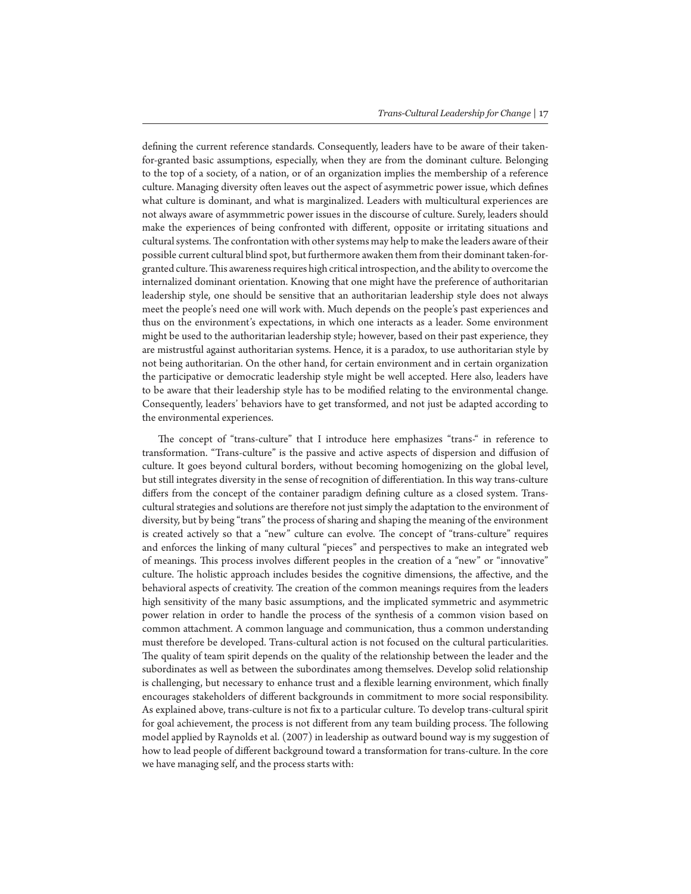defining the current reference standards. Consequently, leaders have to be aware of their taken-for-granted basic assumptions, especially, when they are from the dominant culture. Belonging to the top of a society, of a nation, or of an organization implies the membership of a reference culture. Managing diversity often leaves out the aspect of asymmetric power issue, which defines what culture is dominant, and what is marginalized. Leaders with multicultural experiences are not always aware of asymmmetric power issues in the discourse of culture. Surely, leaders should make the experiences of being confronted with different, opposite or irritating situations and cultural systems. The confrontation with other systems may help to make the leaders aware of their possible current cultural blind spot, but furthermore awaken them from their dominant taken-for-granted culture. This awareness requires high critical introspection, and the ability to overcome the internalized dominant orientation. Knowing that one might have the preference of authoritarian leadership style, one should be sensitive that an authoritarian leadership style does not always meet the people's need one will work with. Much depends on the people's past experiences and thus on the environment's expectations, in which one interacts as a leader. Some environment might be used to the authoritarian leadership style; however, based on their past experience, they are mistrustful against authoritarian systems. Hence, it is a paradox, to use authoritarian style by not being authoritarian. On the other hand, for certain environment and in certain organization the participative or democratic leadership style might be well accepted. Here also, leaders have to be aware that their leadership style has to be modified relating to the environmental change. Consequently, leaders' behaviors have to get transformed, and not just be adapted according to the environmental experiences.

The concept of "trans-culture" that I introduce here emphasizes "trans-" in reference to transformation. "Trans-culture" is the passive and active aspects of dispersion and diffusion of culture. It goes beyond cultural borders, without becoming homogenizing on the global level, but still integrates diversity in the sense of recognition of differentiation. In this way trans-culture differs from the concept of the container paradigm defining culture as a closed system. Trans-cultural strategies and solutions are therefore not just simply the adaptation to the environment of diversity, but by being "trans" the process of sharing and shaping the meaning of the environment is created actively so that a "new" culture can evolve. The concept of "trans-culture" requires and enforces the linking of many cultural "pieces" and perspectives to make an integrated web of meanings. This process involves different peoples in the creation of a "new" or "innovative" culture. The holistic approach includes besides the cognitive dimensions, the affective, and the behavioral aspects of creativity. The creation of the common meanings requires from the leaders high sensitivity of the many basic assumptions, and the implicated symmetric and asymmetric power relation in order to handle the process of the synthesis of a common vision based on common attachment. A common language and communication, thus a common understanding must therefore be developed. Trans-cultural action is not focused on the cultural particularities. The quality of team spirit depends on the quality of the relationship between the leader and the subordinates as well as between the subordinates among themselves. Develop solid relationship is challenging, but necessary to enhance trust and a flexible learning environment, which finally encourages stakeholders of different backgrounds in commitment to more social responsibility. As explained above, trans-culture is not fix to a particular culture. To develop trans-cultural spirit for goal achievement, the process is not different from any team building process. The following model applied by Raynolds et al. (2007) in leadership as outward bound way is my suggestion of how to lead people of different background toward a transformation for trans-culture. In the core we have managing self, and the process starts with: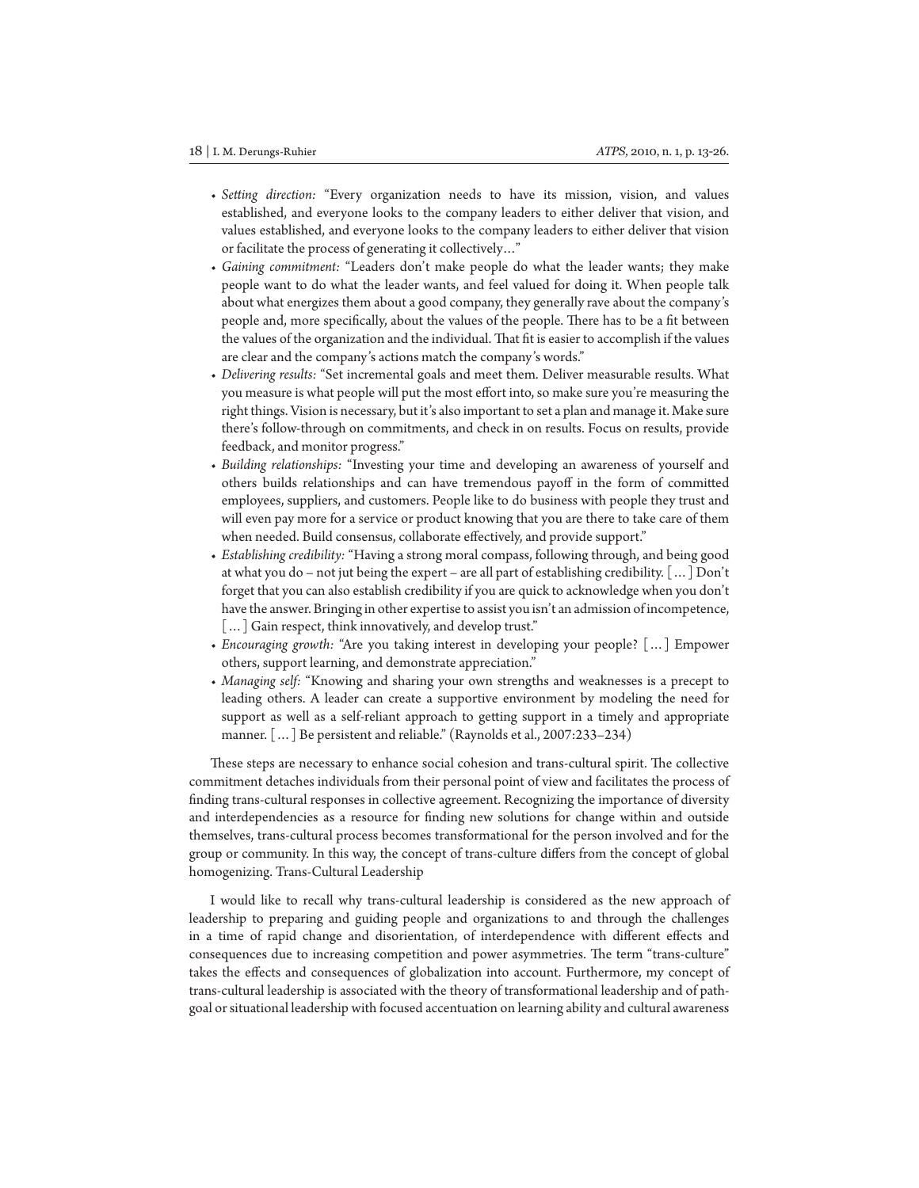- *Setting direction:* "Every organization needs to have its mission, vision, and values established, and everyone looks to the company leaders to either deliver that vision, and values established, and everyone looks to the company leaders to either deliver that vision or facilitate the process of generating it collectively…"
- *Gaining commitment:* "Leaders don't make people do what the leader wants; they make people want to do what the leader wants, and feel valued for doing it. When people talk about what energizes them about a good company, they generally rave about the company's people and, more specifically, about the values of the people. There has to be a fit between the values of the organization and the individual. That fit is easier to accomplish if the values are clear and the company's actions match the company's words."
- *Delivering results:* "Set incremental goals and meet them. Deliver measurable results. What you measure is what people will put the most effort into, so make sure you're measuring the right things. Vision is necessary, but it's also important to set a plan and manage it. Make sure there's follow-through on commitments, and check in on results. Focus on results, provide feedback, and monitor progress."
- *Building relationships:* "Investing your time and developing an awareness of yourself and others builds relationships and can have tremendous payoff in the form of committed employees, suppliers, and customers. People like to do business with people they trust and will even pay more for a service or product knowing that you are there to take care of them when needed. Build consensus, collaborate effectively, and provide support."
- *Establishing credibility:* "Having a strong moral compass, following through, and being good at what you do – not jut being the expert – are all part of establishing credibility. [ … ] Don't forget that you can also establish credibility if you are quick to acknowledge when you don't have the answer. Bringing in other expertise to assist you isn't an admission of incompetence, [ … ] Gain respect, think innovatively, and develop trust."
- *Encouraging growth:* "Are you taking interest in developing your people? [ … ] Empower others, support learning, and demonstrate appreciation."
- *Managing self:* "Knowing and sharing your own strengths and weaknesses is a precept to leading others. A leader can create a supportive environment by modeling the need for support as well as a self-reliant approach to getting support in a timely and appropriate manner. [ … ] Be persistent and reliable." (Raynolds et al., 2007:233–234)

These steps are necessary to enhance social cohesion and trans-cultural spirit. The collective commitment detaches individuals from their personal point of view and facilitates the process of finding trans-cultural responses in collective agreement. Recognizing the importance of diversity and interdependencies as a resource for finding new solutions for change within and outside themselves, trans-cultural process becomes transformational for the person involved and for the group or community. In this way, the concept of trans-culture differs from the concept of global homogenizing. Trans-Cultural Leadership

I would like to recall why trans-cultural leadership is considered as the new approach of leadership to preparing and guiding people and organizations to and through the challenges in a time of rapid change and disorientation, of interdependence with different effects and consequences due to increasing competition and power asymmetries. The term "trans-culture" takes the effects and consequences of globalization into account. Furthermore, my concept of trans-cultural leadership is associated with the theory of transformational leadership and of path-goal or situational leadership with focused accentuation on learning ability and cultural awareness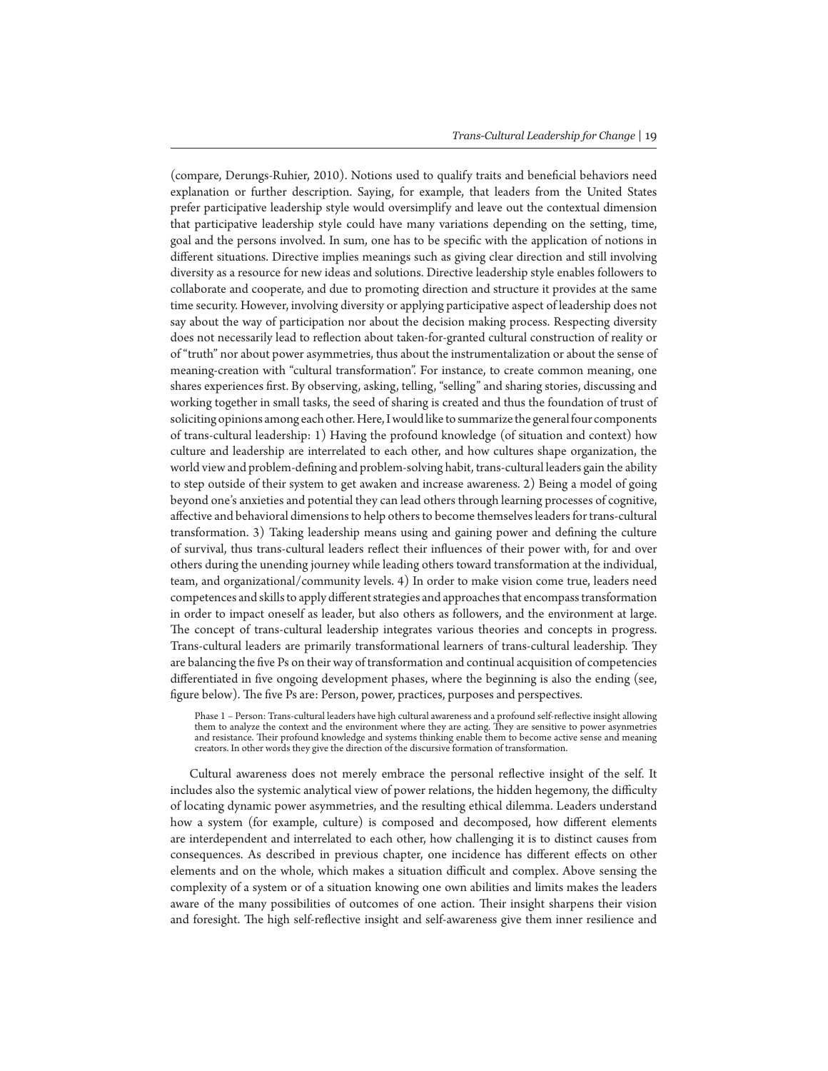(compare, Derungs-Ruhier, 2010). Notions used to qualify traits and beneficial behaviors need explanation or further description. Saying, for example, that leaders from the United States prefer participative leadership style would oversimplify and leave out the contextual dimension that participative leadership style could have many variations depending on the setting, time, goal and the persons involved. In sum, one has to be specific with the application of notions in different situations. Directive implies meanings such as giving clear direction and still involving diversity as a resource for new ideas and solutions. Directive leadership style enables followers to collaborate and cooperate, and due to promoting direction and structure it provides at the same time security. However, involving diversity or applying participative aspect of leadership does not say about the way of participation nor about the decision making process. Respecting diversity does not necessarily lead to reflection about taken-for-granted cultural construction of reality or of "truth" nor about power asymmetries, thus about the instrumentalization or about the sense of meaning-creation with "cultural transformation". For instance, to create common meaning, one shares experiences first. By observing, asking, telling, "selling" and sharing stories, discussing and working together in small tasks, the seed of sharing is created and thus the foundation of trust of soliciting opinions among each other. Here, I would like to summarize the general four components of trans-cultural leadership: 1) Having the profound knowledge (of situation and context) how culture and leadership are interrelated to each other, and how cultures shape organization, the world view and problem-defining and problem-solving habit, trans-cultural leaders gain the ability to step outside of their system to get awaken and increase awareness. 2) Being a model of going beyond one's anxieties and potential they can lead others through learning processes of cognitive, affective and behavioral dimensions to help others to become themselves leaders for trans-cultural transformation. 3) Taking leadership means using and gaining power and defining the culture of survival, thus trans-cultural leaders reflect their influences of their power with, for and over others during the unending journey while leading others toward transformation at the individual, team, and organizational/community levels. 4) In order to make vision come true, leaders need competences and skills to apply different strategies and approaches that encompass transformation in order to impact oneself as leader, but also others as followers, and the environment at large. The concept of trans-cultural leadership integrates various theories and concepts in progress. Trans-cultural leaders are primarily transformational learners of trans-cultural leadership. They are balancing the five Ps on their way of transformation and continual acquisition of competencies differentiated in five ongoing development phases, where the beginning is also the ending (see, figure below). The five Ps are: Person, power, practices, purposes and perspectives.

> Phase 1 – Person: Trans-cultural leaders have high cultural awareness and a profound self-reflective insight allowing them to analyze the context and the environment where they are acting. They are sensitive to power asynmetries and resistance. Their profound knowledge and systems thinking enable them to become active sense and meaning creators. In other words they give the direction of the discursive formation of transformation.

Cultural awareness does not merely embrace the personal reflective insight of the self. It includes also the systemic analytical view of power relations, the hidden hegemony, the difficulty of locating dynamic power asymmetries, and the resulting ethical dilemma. Leaders understand how a system (for example, culture) is composed and decomposed, how different elements are interdependent and interrelated to each other, how challenging it is to distinct causes from consequences. As described in previous chapter, one incidence has different effects on other elements and on the whole, which makes a situation difficult and complex. Above sensing the complexity of a system or of a situation knowing one own abilities and limits makes the leaders aware of the many possibilities of outcomes of one action. Their insight sharpens their vision and foresight. The high self-reflective insight and self-awareness give them inner resilience and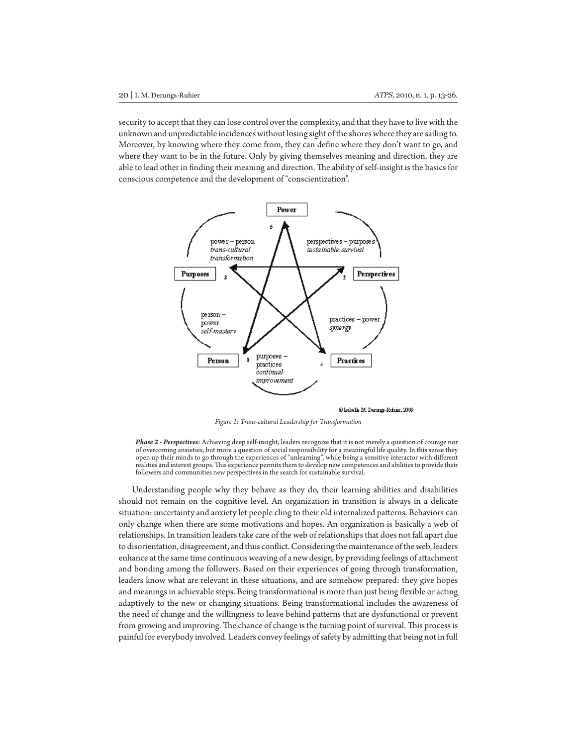security to accept that they can lose control over the complexity, and that they have to live with the unknown and unpredictable incidences without losing sight of the shores where they are sailing to. Moreover, by knowing where they come from, they can define where they don't want to go, and where they want to be in the future. Only by giving themselves meaning and direction, they are able to lead other in finding their meaning and direction. The ability of self-insight is the basics for conscious competence and the development of "conscientization".

*Figure 1: Trans-cultural Leadership for Transformation*

***Phase 2 - Perspectives:*** Achieving deep self-insight, leaders recognize that it is not merely a question of courage nor of overcoming anxieties, but more a question of social responsibility for a meaningful life quality. In this sense they open up their minds to go through the experiences of "unlearning", while being a sensitive interactor with different realities and interest groups. This experience permits them to develop new competences and abilities to provide their followers and communities new perspectives in the search for sustainable survival.

Understanding people why they behave as they do, their learning abilities and disabilities should not remain on the cognitive level. An organization in transition is always in a delicate situation: uncertainty and anxiety let people cling to their old internalized patterns. Behaviors can only change when there are some motivations and hopes. An organization is basically a web of relationships. In transition leaders take care of the web of relationships that does not fall apart due to disorientation, disagreement, and thus conflict. Considering the maintenance of the web, leaders enhance at the same time continuous weaving of a new design, by providing feelings of attachment and bonding among the followers. Based on their experiences of going through transformation, leaders know what are relevant in these situations, and are somehow prepared: they give hopes and meanings in achievable steps. Being transformational is more than just being flexible or acting adaptively to the new or changing situations. Being transformational includes the awareness of the need of change and the willingness to leave behind patterns that are dysfunctional or prevent from growing and improving. The chance of change is the turning point of survival. This process is painful for everybody involved. Leaders convey feelings of safety by admitting that being not in full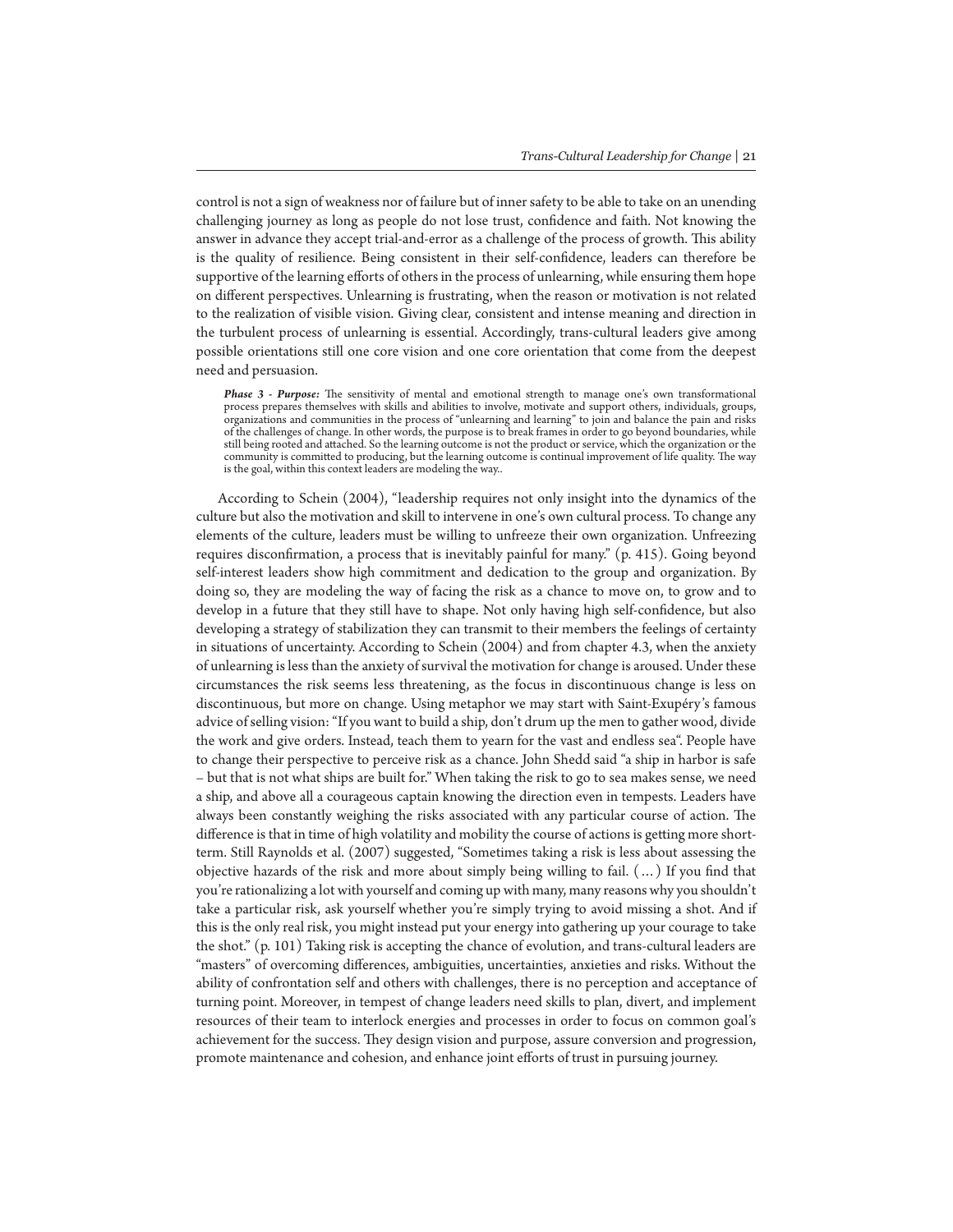control is not a sign of weakness nor of failure but of inner safety to be able to take on an unending challenging journey as long as people do not lose trust, confidence and faith. Not knowing the answer in advance they accept trial-and-error as a challenge of the process of growth. This ability is the quality of resilience. Being consistent in their self-confidence, leaders can therefore be supportive of the learning efforts of others in the process of unlearning, while ensuring them hope on different perspectives. Unlearning is frustrating, when the reason or motivation is not related to the realization of visible vision. Giving clear, consistent and intense meaning and direction in the turbulent process of unlearning is essential. Accordingly, trans-cultural leaders give among possible orientations still one core vision and one core orientation that come from the deepest need and persuasion.

> ***Phase 3 - Purpose:*** The sensitivity of mental and emotional strength to manage one's own transformational process prepares themselves with skills and abilities to involve, motivate and support others, individuals, groups, organizations and communities in the process of "unlearning and learning" to join and balance the pain and risks of the challenges of change. In other words, the purpose is to break frames in order to go beyond boundaries, while still being rooted and attached. So the learning outcome is not the product or service, which the organization or the community is committed to producing, but the learning outcome is continual improvement of life quality. The way is the goal, within this context leaders are modeling the way..

According to Schein (2004), "leadership requires not only insight into the dynamics of the culture but also the motivation and skill to intervene in one's own cultural process. To change any elements of the culture, leaders must be willing to unfreeze their own organization. Unfreezing requires disconfirmation, a process that is inevitably painful for many." (p. 415). Going beyond self-interest leaders show high commitment and dedication to the group and organization. By doing so, they are modeling the way of facing the risk as a chance to move on, to grow and to develop in a future that they still have to shape. Not only having high self-confidence, but also developing a strategy of stabilization they can transmit to their members the feelings of certainty in situations of uncertainty. According to Schein (2004) and from chapter 4.3, when the anxiety of unlearning is less than the anxiety of survival the motivation for change is aroused. Under these circumstances the risk seems less threatening, as the focus in discontinuous change is less on discontinuous, but more on change. Using metaphor we may start with Saint-Exupéry's famous advice of selling vision: "If you want to build a ship, don't drum up the men to gather wood, divide the work and give orders. Instead, teach them to yearn for the vast and endless sea". People have to change their perspective to perceive risk as a chance. John Shedd said "a ship in harbor is safe – but that is not what ships are built for." When taking the risk to go to sea makes sense, we need a ship, and above all a courageous captain knowing the direction even in tempests. Leaders have always been constantly weighing the risks associated with any particular course of action. The difference is that in time of high volatility and mobility the course of actions is getting more short-term. Still Raynolds et al. (2007) suggested, "Sometimes taking a risk is less about assessing the objective hazards of the risk and more about simply being willing to fail. (…) If you find that you're rationalizing a lot with yourself and coming up with many, many reasons why you shouldn't take a particular risk, ask yourself whether you're simply trying to avoid missing a shot. And if this is the only real risk, you might instead put your energy into gathering up your courage to take the shot." (p. 101) Taking risk is accepting the chance of evolution, and trans-cultural leaders are "masters" of overcoming differences, ambiguities, uncertainties, anxieties and risks. Without the ability of confrontation self and others with challenges, there is no perception and acceptance of turning point. Moreover, in tempest of change leaders need skills to plan, divert, and implement resources of their team to interlock energies and processes in order to focus on common goal's achievement for the success. They design vision and purpose, assure conversion and progression, promote maintenance and cohesion, and enhance joint efforts of trust in pursuing journey.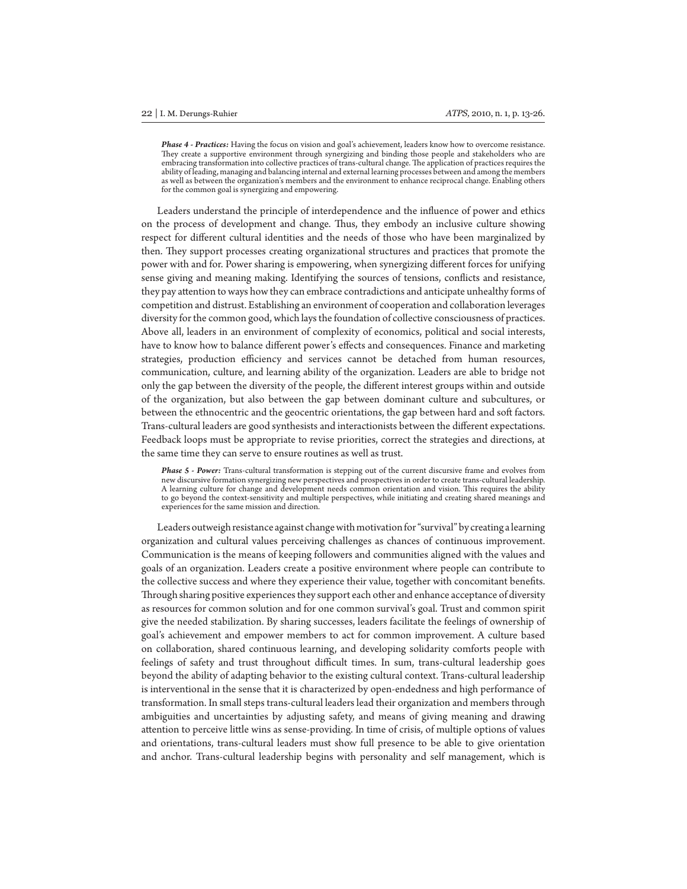> ***Phase 4 - Practices:*** Having the focus on vision and goal's achievement, leaders know how to overcome resistance. They create a supportive environment through synergizing and binding those people and stakeholders who are embracing transformation into collective practices of trans-cultural change. The application of practices requires the ability of leading, managing and balancing internal and external learning processes between and among the members as well as between the organization's members and the environment to enhance reciprocal change. Enabling others for the common goal is synergizing and empowering.

Leaders understand the principle of interdependence and the influence of power and ethics on the process of development and change. Thus, they embody an inclusive culture showing respect for different cultural identities and the needs of those who have been marginalized by then. They support processes creating organizational structures and practices that promote the power with and for. Power sharing is empowering, when synergizing different forces for unifying sense giving and meaning making. Identifying the sources of tensions, conflicts and resistance, they pay attention to ways how they can embrace contradictions and anticipate unhealthy forms of competition and distrust. Establishing an environment of cooperation and collaboration leverages diversity for the common good, which lays the foundation of collective consciousness of practices. Above all, leaders in an environment of complexity of economics, political and social interests, have to know how to balance different power's effects and consequences. Finance and marketing strategies, production efficiency and services cannot be detached from human resources, communication, culture, and learning ability of the organization. Leaders are able to bridge not only the gap between the diversity of the people, the different interest groups within and outside of the organization, but also between the gap between dominant culture and subcultures, or between the ethnocentric and the geocentric orientations, the gap between hard and soft factors. Trans-cultural leaders are good synthesists and interactionists between the different expectations. Feedback loops must be appropriate to revise priorities, correct the strategies and directions, at the same time they can serve to ensure routines as well as trust.

> ***Phase 5 - Power:*** Trans-cultural transformation is stepping out of the current discursive frame and evolves from new discursive formation synergizing new perspectives and prospectives in order to create trans-cultural leadership. A learning culture for change and development needs common orientation and vision. This requires the ability to go beyond the context-sensitivity and multiple perspectives, while initiating and creating shared meanings and experiences for the same mission and direction.

Leaders outweigh resistance against change with motivation for "survival" by creating a learning organization and cultural values perceiving challenges as chances of continuous improvement. Communication is the means of keeping followers and communities aligned with the values and goals of an organization. Leaders create a positive environment where people can contribute to the collective success and where they experience their value, together with concomitant benefits. Through sharing positive experiences they support each other and enhance acceptance of diversity as resources for common solution and for one common survival's goal. Trust and common spirit give the needed stabilization. By sharing successes, leaders facilitate the feelings of ownership of goal's achievement and empower members to act for common improvement. A culture based on collaboration, shared continuous learning, and developing solidarity comforts people with feelings of safety and trust throughout difficult times. In sum, trans-cultural leadership goes beyond the ability of adapting behavior to the existing cultural context. Trans-cultural leadership is interventional in the sense that it is characterized by open-endedness and high performance of transformation. In small steps trans-cultural leaders lead their organization and members through ambiguities and uncertainties by adjusting safety, and means of giving meaning and drawing attention to perceive little wins as sense-providing. In time of crisis, of multiple options of values and orientations, trans-cultural leaders must show full presence to be able to give orientation and anchor. Trans-cultural leadership begins with personality and self management, which is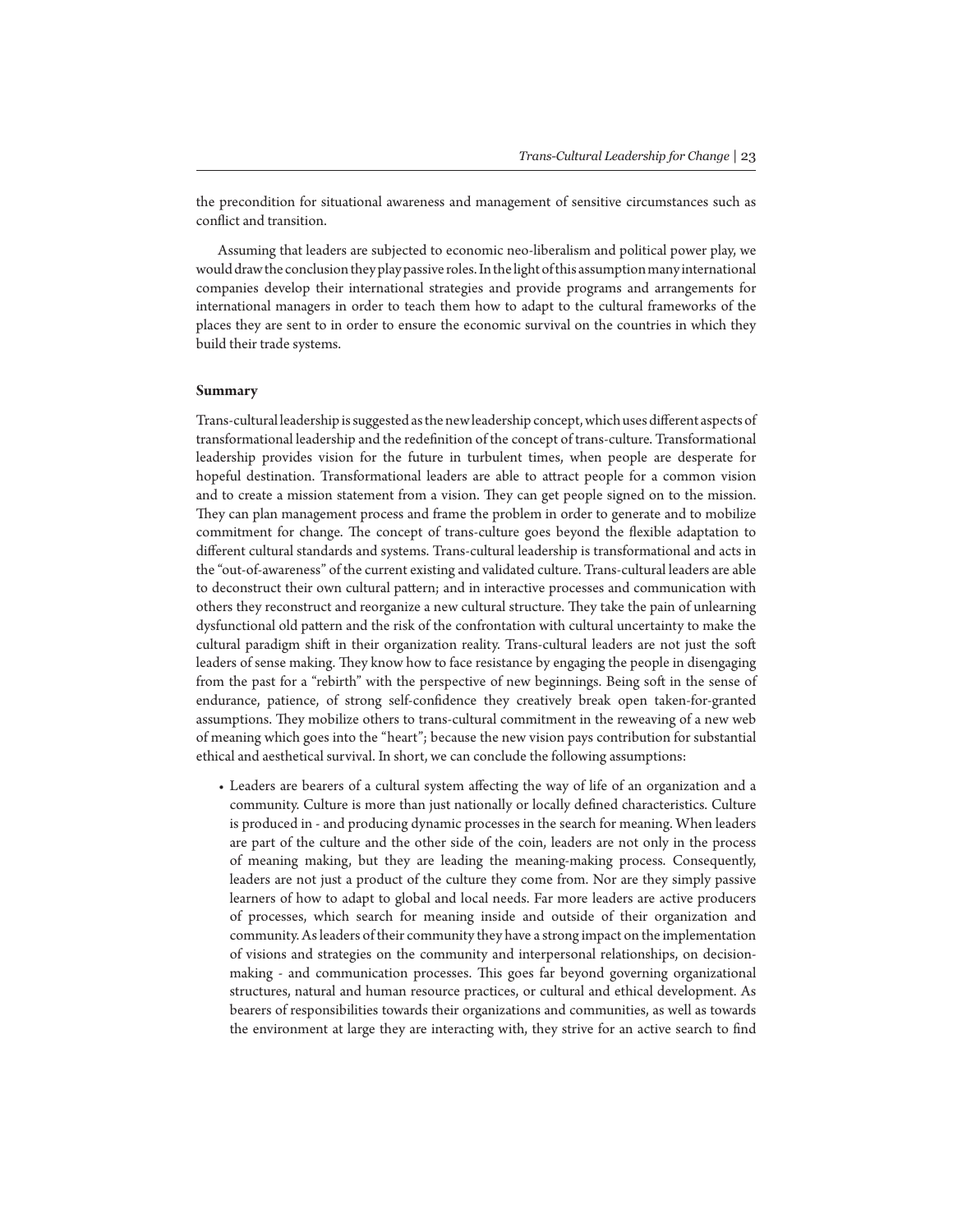the precondition for situational awareness and management of sensitive circumstances such as conflict and transition.

Assuming that leaders are subjected to economic neo-liberalism and political power play, we would draw the conclusion they play passive roles. In the light of this assumption many international companies develop their international strategies and provide programs and arrangements for international managers in order to teach them how to adapt to the cultural frameworks of the places they are sent to in order to ensure the economic survival on the countries in which they build their trade systems.

**Summary**

Trans-cultural leadership is suggested as the new leadership concept, which uses different aspects of transformational leadership and the redefinition of the concept of trans-culture. Transformational leadership provides vision for the future in turbulent times, when people are desperate for hopeful destination. Transformational leaders are able to attract people for a common vision and to create a mission statement from a vision. They can get people signed on to the mission. They can plan management process and frame the problem in order to generate and to mobilize commitment for change. The concept of trans-culture goes beyond the flexible adaptation to different cultural standards and systems. Trans-cultural leadership is transformational and acts in the "out-of-awareness" of the current existing and validated culture. Trans-cultural leaders are able to deconstruct their own cultural pattern; and in interactive processes and communication with others they reconstruct and reorganize a new cultural structure. They take the pain of unlearning dysfunctional old pattern and the risk of the confrontation with cultural uncertainty to make the cultural paradigm shift in their organization reality. Trans-cultural leaders are not just the soft leaders of sense making. They know how to face resistance by engaging the people in disengaging from the past for a "rebirth" with the perspective of new beginnings. Being soft in the sense of endurance, patience, of strong self-confidence they creatively break open taken-for-granted assumptions. They mobilize others to trans-cultural commitment in the reweaving of a new web of meaning which goes into the "heart"; because the new vision pays contribution for substantial ethical and aesthetical survival. In short, we can conclude the following assumptions:

- Leaders are bearers of a cultural system affecting the way of life of an organization and a community. Culture is more than just nationally or locally defined characteristics. Culture is produced in - and producing dynamic processes in the search for meaning. When leaders are part of the culture and the other side of the coin, leaders are not only in the process of meaning making, but they are leading the meaning-making process. Consequently, leaders are not just a product of the culture they come from. Nor are they simply passive learners of how to adapt to global and local needs. Far more leaders are active producers of processes, which search for meaning inside and outside of their organization and community. As leaders of their community they have a strong impact on the implementation of visions and strategies on the community and interpersonal relationships, on decision-making - and communication processes. This goes far beyond governing organizational structures, natural and human resource practices, or cultural and ethical development. As bearers of responsibilities towards their organizations and communities, as well as towards the environment at large they are interacting with, they strive for an active search to find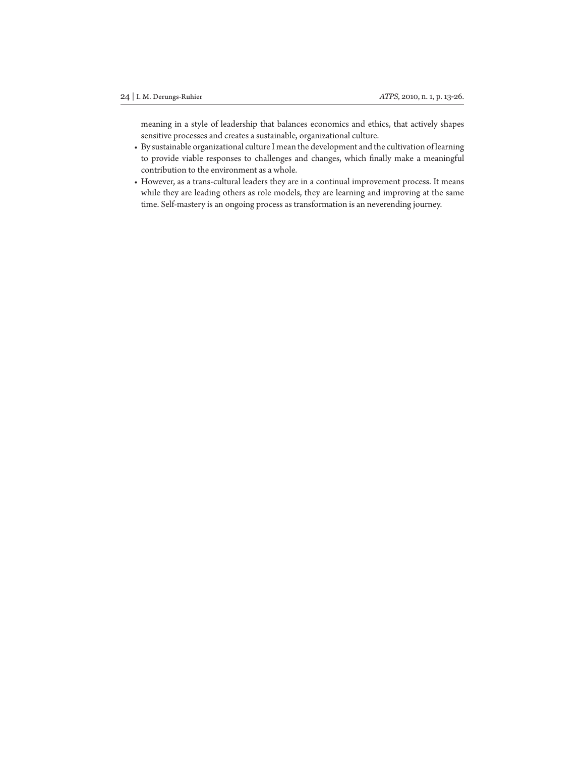meaning in a style of leadership that balances economics and ethics, that actively shapes sensitive processes and creates a sustainable, organizational culture.

- By sustainable organizational culture I mean the development and the cultivation of learning to provide viable responses to challenges and changes, which finally make a meaningful contribution to the environment as a whole.
- However, as a trans-cultural leaders they are in a continual improvement process. It means while they are leading others as role models, they are learning and improving at the same time. Self-mastery is an ongoing process as transformation is an neverending journey.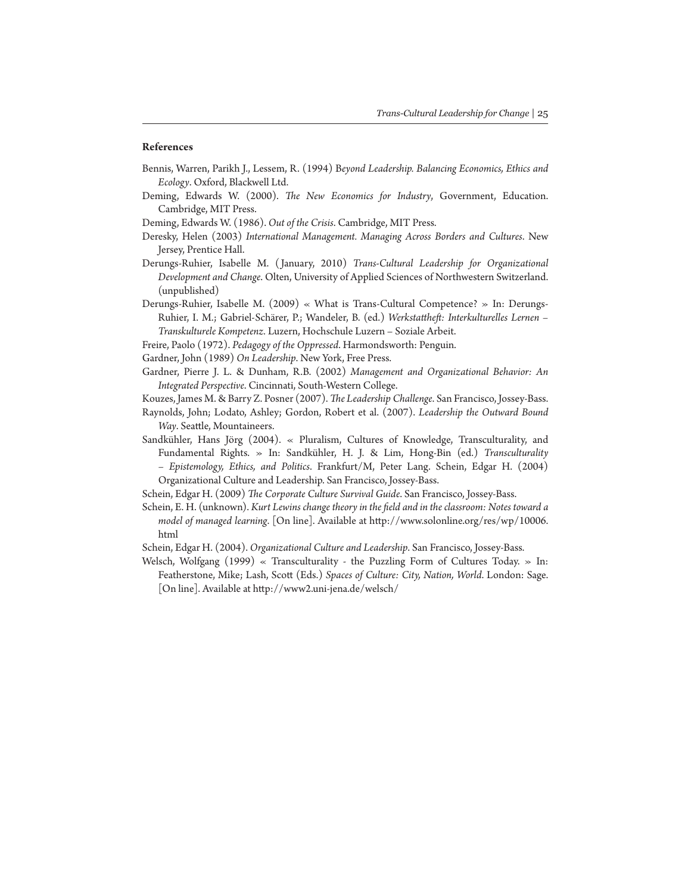## References

Bennis, Warren, Parikh J., Lessem, R. (1994) B*eyond Leadership. Balancing Economics, Ethics and Ecology*. Oxford, Blackwell Ltd.

Deming, Edwards W. (2000). *The New Economics for Industry*, Government, Education. Cambridge, MIT Press.

Deming, Edwards W. (1986). *Out of the Crisis*. Cambridge, MIT Press.

Deresky, Helen (2003) *International Management. Managing Across Borders and Cultures*. New Jersey, Prentice Hall.

Derungs-Ruhier, Isabelle M. (January, 2010) *Trans-Cultural Leadership for Organizational Development and Change*. Olten, University of Applied Sciences of Northwestern Switzerland. (unpublished)

Derungs-Ruhier, Isabelle M. (2009) « What is Trans-Cultural Competence? » In: Derungs-Ruhier, I. M.; Gabriel-Schärer, P.; Wandeler, B. (ed.) *Werkstattheft: Interkulturelles Lernen – Transkulturele Kompetenz*. Luzern, Hochschule Luzern – Soziale Arbeit.

Freire, Paolo (1972). *Pedagogy of the Oppressed*. Harmondsworth: Penguin.

Gardner, John (1989) *On Leadership*. New York, Free Press.

Gardner, Pierre J. L. & Dunham, R.B. (2002) *Management and Organizational Behavior: An Integrated Perspective*. Cincinnati, South-Western College.

Kouzes, James M. & Barry Z. Posner (2007). *The Leadership Challenge*. San Francisco, Jossey-Bass.

Raynolds, John; Lodato, Ashley; Gordon, Robert et al. (2007). *Leadership the Outward Bound Way*. Seattle, Mountaineers.

Sandkühler, Hans Jörg (2004). « Pluralism, Cultures of Knowledge, Transculturality, and Fundamental Rights. » In: Sandkühler, H. J. & Lim, Hong-Bin (ed.) *Transculturality – Epistemology, Ethics, and Politics*. Frankfurt/M, Peter Lang. Schein, Edgar H. (2004) Organizational Culture and Leadership. San Francisco, Jossey-Bass.

Schein, Edgar H. (2009) *The Corporate Culture Survival Guide*. San Francisco, Jossey-Bass.

Schein, E. H. (unknown). *Kurt Lewins change theory in the field and in the classroom: Notes toward a model of managed learning*. [On line]. Available at http://www.solonline.org/res/wp/10006.html

Schein, Edgar H. (2004). *Organizational Culture and Leadership*. San Francisco, Jossey-Bass.

Welsch, Wolfgang (1999) « Transculturality - the Puzzling Form of Cultures Today. » In: Featherstone, Mike; Lash, Scott (Eds.) *Spaces of Culture: City, Nation, World*. London: Sage. [On line]. Available at http://www2.uni-jena.de/welsch/